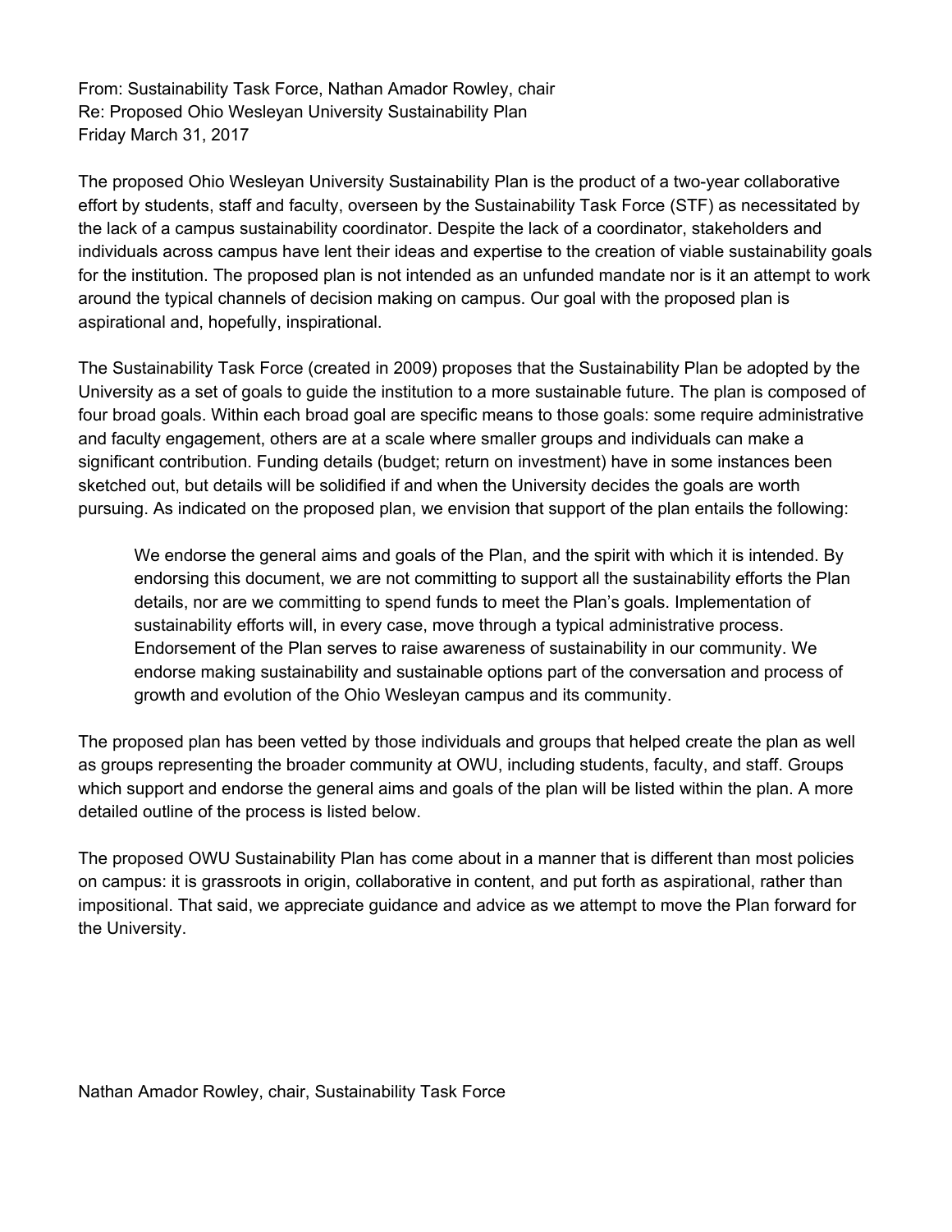From: Sustainability Task Force, Nathan Amador Rowley, chair
Re: Proposed Ohio Wesleyan University Sustainability Plan
Friday March 31, 2017

The proposed Ohio Wesleyan University Sustainability Plan is the product of a two-year collaborative effort by students, staff and faculty, overseen by the Sustainability Task Force (STF) as necessitated by the lack of a campus sustainability coordinator. Despite the lack of a coordinator, stakeholders and individuals across campus have lent their ideas and expertise to the creation of viable sustainability goals for the institution. The proposed plan is not intended as an unfunded mandate nor is it an attempt to work around the typical channels of decision making on campus. Our goal with the proposed plan is aspirational and, hopefully, inspirational.

The Sustainability Task Force (created in 2009) proposes that the Sustainability Plan be adopted by the University as a set of goals to guide the institution to a more sustainable future. The plan is composed of four broad goals. Within each broad goal are specific means to those goals: some require administrative and faculty engagement, others are at a scale where smaller groups and individuals can make a significant contribution. Funding details (budget; return on investment) have in some instances been sketched out, but details will be solidified if and when the University decides the goals are worth pursuing. As indicated on the proposed plan, we envision that support of the plan entails the following:

> We endorse the general aims and goals of the Plan, and the spirit with which it is intended. By endorsing this document, we are not committing to support all the sustainability efforts the Plan details, nor are we committing to spend funds to meet the Plan's goals. Implementation of sustainability efforts will, in every case, move through a typical administrative process. Endorsement of the Plan serves to raise awareness of sustainability in our community. We endorse making sustainability and sustainable options part of the conversation and process of growth and evolution of the Ohio Wesleyan campus and its community.

The proposed plan has been vetted by those individuals and groups that helped create the plan as well as groups representing the broader community at OWU, including students, faculty, and staff. Groups which support and endorse the general aims and goals of the plan will be listed within the plan. A more detailed outline of the process is listed below.

The proposed OWU Sustainability Plan has come about in a manner that is different than most policies on campus: it is grassroots in origin, collaborative in content, and put forth as aspirational, rather than impositional. That said, we appreciate guidance and advice as we attempt to move the Plan forward for the University.

Nathan Amador Rowley, chair, Sustainability Task Force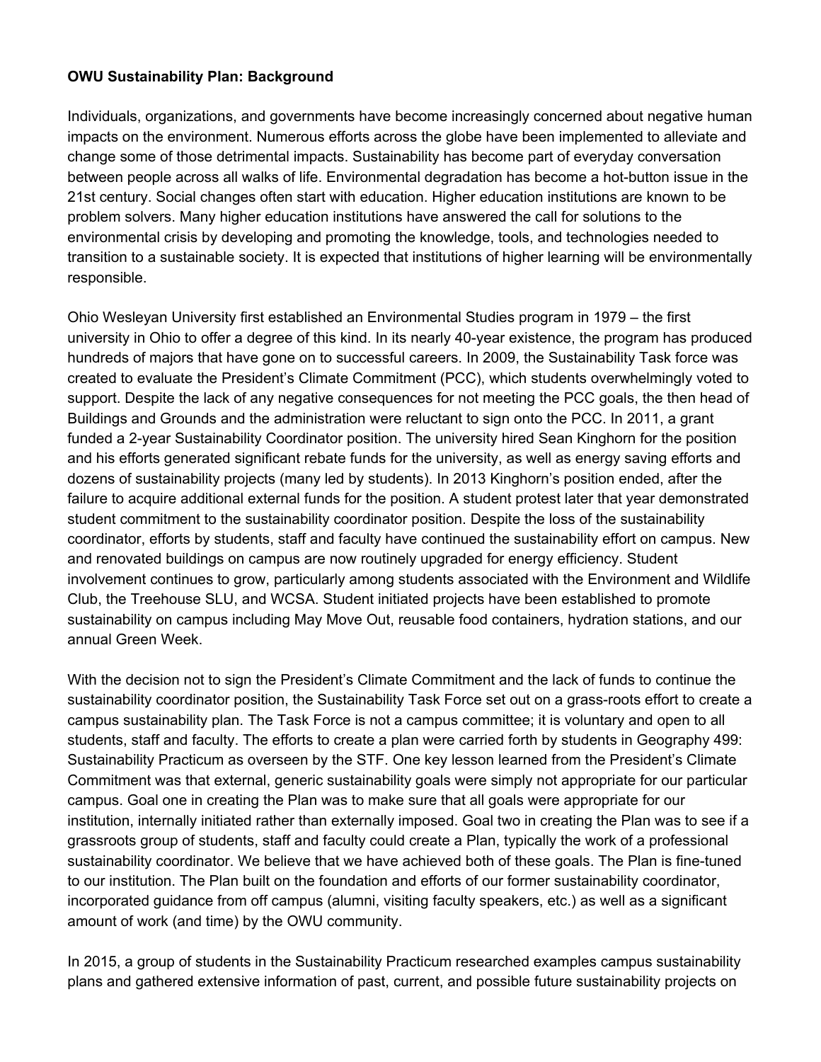**OWU Sustainability Plan: Background**

Individuals, organizations, and governments have become increasingly concerned about negative human impacts on the environment. Numerous efforts across the globe have been implemented to alleviate and change some of those detrimental impacts. Sustainability has become part of everyday conversation between people across all walks of life. Environmental degradation has become a hot-button issue in the 21st century. Social changes often start with education. Higher education institutions are known to be problem solvers. Many higher education institutions have answered the call for solutions to the environmental crisis by developing and promoting the knowledge, tools, and technologies needed to transition to a sustainable society. It is expected that institutions of higher learning will be environmentally responsible.

Ohio Wesleyan University first established an Environmental Studies program in 1979 – the first university in Ohio to offer a degree of this kind. In its nearly 40-year existence, the program has produced hundreds of majors that have gone on to successful careers. In 2009, the Sustainability Task force was created to evaluate the President's Climate Commitment (PCC), which students overwhelmingly voted to support. Despite the lack of any negative consequences for not meeting the PCC goals, the then head of Buildings and Grounds and the administration were reluctant to sign onto the PCC. In 2011, a grant funded a 2-year Sustainability Coordinator position. The university hired Sean Kinghorn for the position and his efforts generated significant rebate funds for the university, as well as energy saving efforts and dozens of sustainability projects (many led by students). In 2013 Kinghorn's position ended, after the failure to acquire additional external funds for the position. A student protest later that year demonstrated student commitment to the sustainability coordinator position. Despite the loss of the sustainability coordinator, efforts by students, staff and faculty have continued the sustainability effort on campus. New and renovated buildings on campus are now routinely upgraded for energy efficiency. Student involvement continues to grow, particularly among students associated with the Environment and Wildlife Club, the Treehouse SLU, and WCSA. Student initiated projects have been established to promote sustainability on campus including May Move Out, reusable food containers, hydration stations, and our annual Green Week.

With the decision not to sign the President's Climate Commitment and the lack of funds to continue the sustainability coordinator position, the Sustainability Task Force set out on a grass-roots effort to create a campus sustainability plan. The Task Force is not a campus committee; it is voluntary and open to all students, staff and faculty. The efforts to create a plan were carried forth by students in Geography 499: Sustainability Practicum as overseen by the STF. One key lesson learned from the President's Climate Commitment was that external, generic sustainability goals were simply not appropriate for our particular campus. Goal one in creating the Plan was to make sure that all goals were appropriate for our institution, internally initiated rather than externally imposed. Goal two in creating the Plan was to see if a grassroots group of students, staff and faculty could create a Plan, typically the work of a professional sustainability coordinator. We believe that we have achieved both of these goals. The Plan is fine-tuned to our institution. The Plan built on the foundation and efforts of our former sustainability coordinator, incorporated guidance from off campus (alumni, visiting faculty speakers, etc.) as well as a significant amount of work (and time) by the OWU community.

In 2015, a group of students in the Sustainability Practicum researched examples campus sustainability plans and gathered extensive information of past, current, and possible future sustainability projects on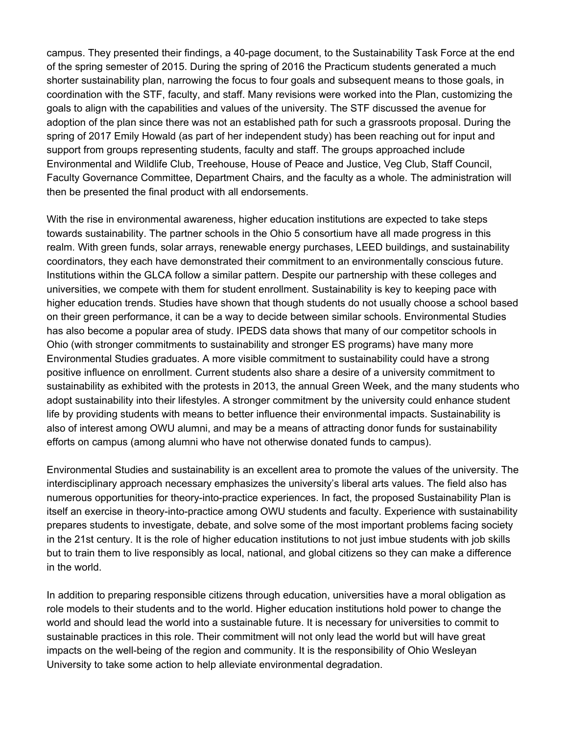campus. They presented their findings, a 40-page document, to the Sustainability Task Force at the end of the spring semester of 2015. During the spring of 2016 the Practicum students generated a much shorter sustainability plan, narrowing the focus to four goals and subsequent means to those goals, in coordination with the STF, faculty, and staff. Many revisions were worked into the Plan, customizing the goals to align with the capabilities and values of the university. The STF discussed the avenue for adoption of the plan since there was not an established path for such a grassroots proposal. During the spring of 2017 Emily Howald (as part of her independent study) has been reaching out for input and support from groups representing students, faculty and staff. The groups approached include Environmental and Wildlife Club, Treehouse, House of Peace and Justice, Veg Club, Staff Council, Faculty Governance Committee, Department Chairs, and the faculty as a whole. The administration will then be presented the final product with all endorsements.

With the rise in environmental awareness, higher education institutions are expected to take steps towards sustainability. The partner schools in the Ohio 5 consortium have all made progress in this realm. With green funds, solar arrays, renewable energy purchases, LEED buildings, and sustainability coordinators, they each have demonstrated their commitment to an environmentally conscious future. Institutions within the GLCA follow a similar pattern. Despite our partnership with these colleges and universities, we compete with them for student enrollment. Sustainability is key to keeping pace with higher education trends. Studies have shown that though students do not usually choose a school based on their green performance, it can be a way to decide between similar schools. Environmental Studies has also become a popular area of study. IPEDS data shows that many of our competitor schools in Ohio (with stronger commitments to sustainability and stronger ES programs) have many more Environmental Studies graduates. A more visible commitment to sustainability could have a strong positive influence on enrollment. Current students also share a desire of a university commitment to sustainability as exhibited with the protests in 2013, the annual Green Week, and the many students who adopt sustainability into their lifestyles. A stronger commitment by the university could enhance student life by providing students with means to better influence their environmental impacts. Sustainability is also of interest among OWU alumni, and may be a means of attracting donor funds for sustainability efforts on campus (among alumni who have not otherwise donated funds to campus).

Environmental Studies and sustainability is an excellent area to promote the values of the university. The interdisciplinary approach necessary emphasizes the university's liberal arts values. The field also has numerous opportunities for theory-into-practice experiences. In fact, the proposed Sustainability Plan is itself an exercise in theory-into-practice among OWU students and faculty. Experience with sustainability prepares students to investigate, debate, and solve some of the most important problems facing society in the 21st century. It is the role of higher education institutions to not just imbue students with job skills but to train them to live responsibly as local, national, and global citizens so they can make a difference in the world.

In addition to preparing responsible citizens through education, universities have a moral obligation as role models to their students and to the world. Higher education institutions hold power to change the world and should lead the world into a sustainable future. It is necessary for universities to commit to sustainable practices in this role. Their commitment will not only lead the world but will have great impacts on the well-being of the region and community. It is the responsibility of Ohio Wesleyan University to take some action to help alleviate environmental degradation.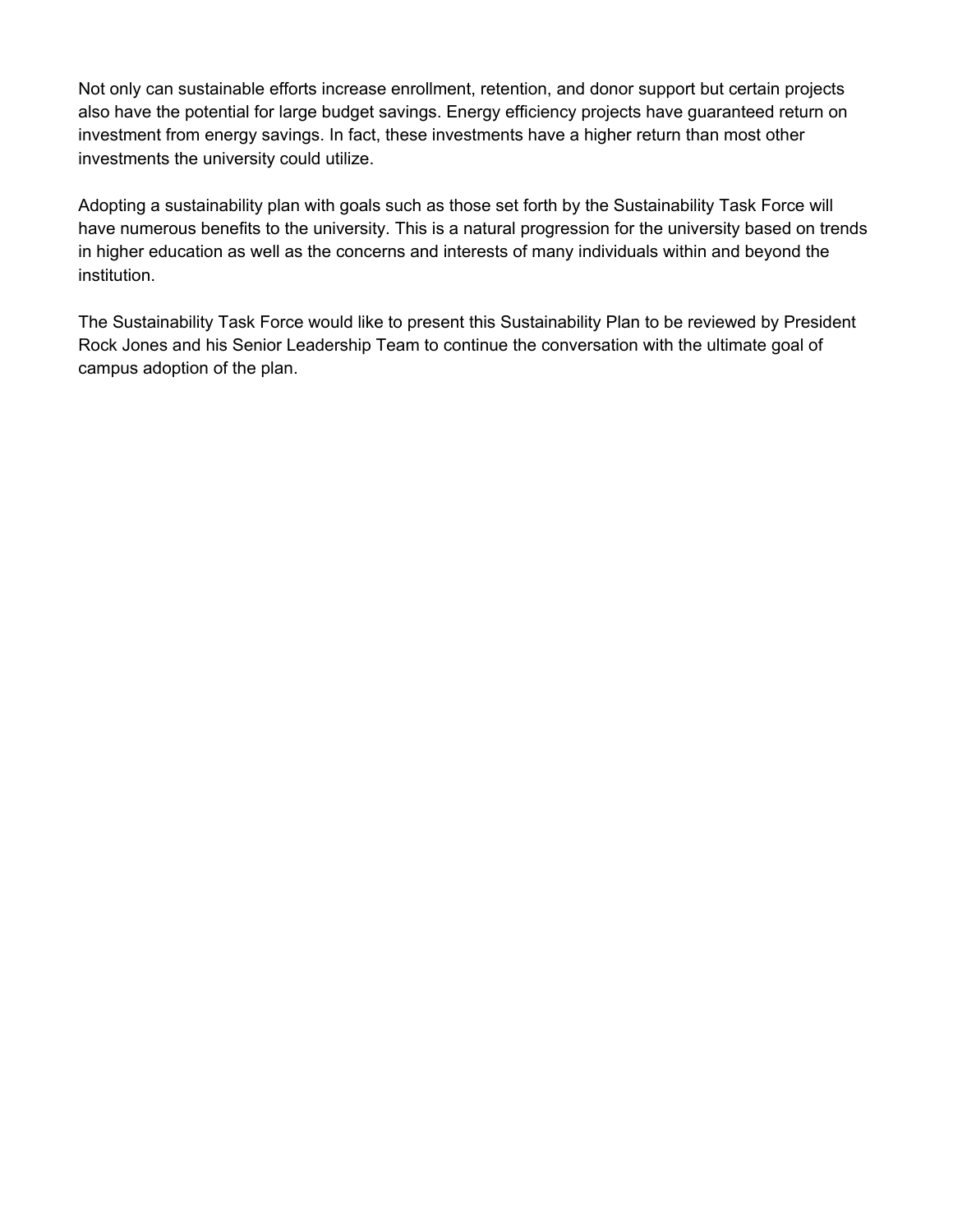Not only can sustainable efforts increase enrollment, retention, and donor support but certain projects also have the potential for large budget savings. Energy efficiency projects have guaranteed return on investment from energy savings. In fact, these investments have a higher return than most other investments the university could utilize.

Adopting a sustainability plan with goals such as those set forth by the Sustainability Task Force will have numerous benefits to the university. This is a natural progression for the university based on trends in higher education as well as the concerns and interests of many individuals within and beyond the institution.

The Sustainability Task Force would like to present this Sustainability Plan to be reviewed by President Rock Jones and his Senior Leadership Team to continue the conversation with the ultimate goal of campus adoption of the plan.